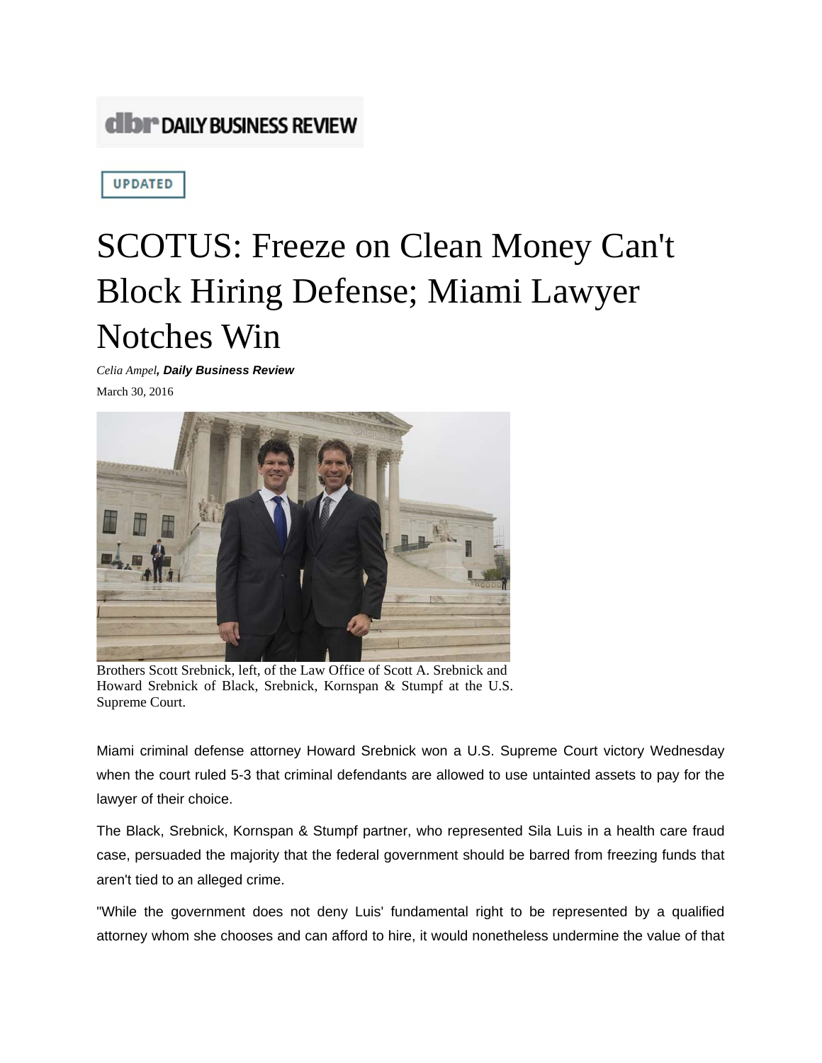DAILY BUSINESS REVIEW

UPDATED

# SCOTUS: Freeze on Clean Money Can't Block Hiring Defense; Miami Lawyer Notches Win

*Celia Ampel*, ***Daily Business Review***

March 30, 2016

Brothers Scott Srebnick, left, of the Law Office of Scott A. Srebnick and Howard Srebnick of Black, Srebnick, Kornspan & Stumpf at the U.S. Supreme Court.

Miami criminal defense attorney Howard Srebnick won a U.S. Supreme Court victory Wednesday when the court ruled 5-3 that criminal defendants are allowed to use untainted assets to pay for the lawyer of their choice.

The Black, Srebnick, Kornspan & Stumpf partner, who represented Sila Luis in a health care fraud case, persuaded the majority that the federal government should be barred from freezing funds that aren't tied to an alleged crime.

"While the government does not deny Luis' fundamental right to be represented by a qualified attorney whom she chooses and can afford to hire, it would nonetheless undermine the value of that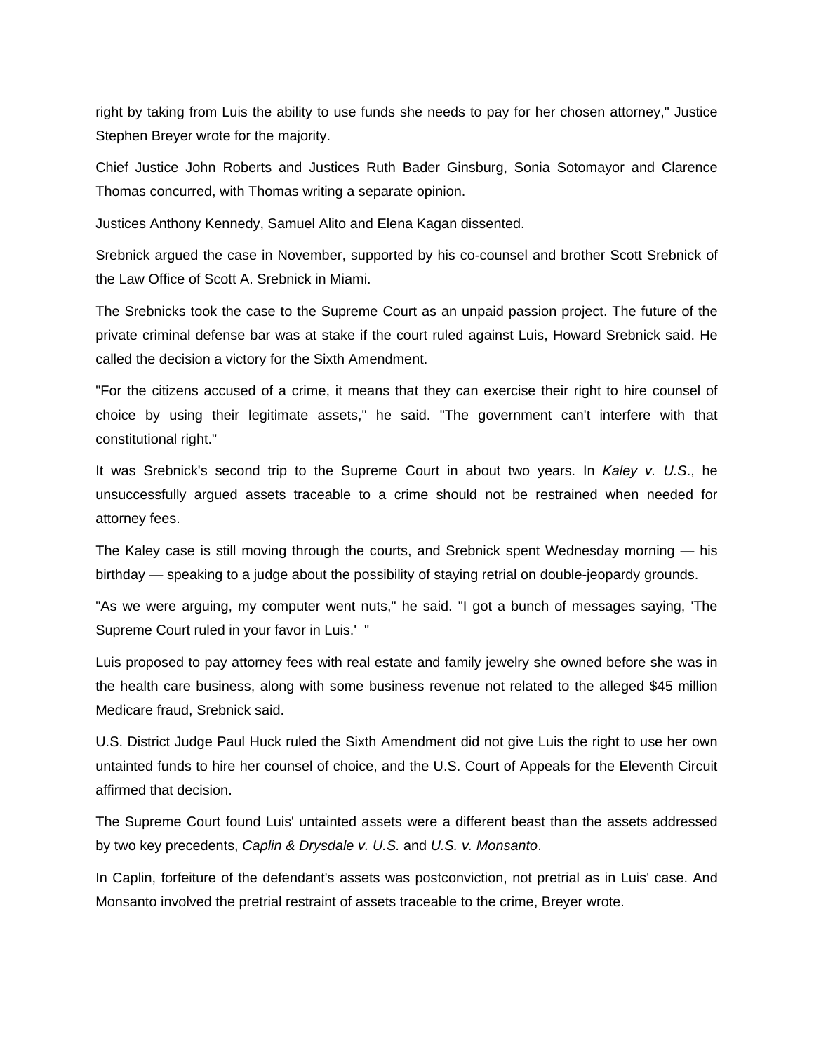right by taking from Luis the ability to use funds she needs to pay for her chosen attorney," Justice Stephen Breyer wrote for the majority.

Chief Justice John Roberts and Justices Ruth Bader Ginsburg, Sonia Sotomayor and Clarence Thomas concurred, with Thomas writing a separate opinion.

Justices Anthony Kennedy, Samuel Alito and Elena Kagan dissented.

Srebnick argued the case in November, supported by his co-counsel and brother Scott Srebnick of the Law Office of Scott A. Srebnick in Miami.

The Srebnicks took the case to the Supreme Court as an unpaid passion project. The future of the private criminal defense bar was at stake if the court ruled against Luis, Howard Srebnick said. He called the decision a victory for the Sixth Amendment.

"For the citizens accused of a crime, it means that they can exercise their right to hire counsel of choice by using their legitimate assets," he said. "The government can't interfere with that constitutional right."

It was Srebnick's second trip to the Supreme Court in about two years. In *Kaley v. U.S*., he unsuccessfully argued assets traceable to a crime should not be restrained when needed for attorney fees.

The Kaley case is still moving through the courts, and Srebnick spent Wednesday morning — his birthday — speaking to a judge about the possibility of staying retrial on double-jeopardy grounds.

"As we were arguing, my computer went nuts," he said. "I got a bunch of messages saying, 'The Supreme Court ruled in your favor in Luis.' "

Luis proposed to pay attorney fees with real estate and family jewelry she owned before she was in the health care business, along with some business revenue not related to the alleged $45 million Medicare fraud, Srebnick said.

U.S. District Judge Paul Huck ruled the Sixth Amendment did not give Luis the right to use her own untainted funds to hire her counsel of choice, and the U.S. Court of Appeals for the Eleventh Circuit affirmed that decision.

The Supreme Court found Luis' untainted assets were a different beast than the assets addressed by two key precedents, *Caplin & Drysdale v. U.S.* and *U.S. v. Monsanto*.

In Caplin, forfeiture of the defendant's assets was postconviction, not pretrial as in Luis' case. And Monsanto involved the pretrial restraint of assets traceable to the crime, Breyer wrote.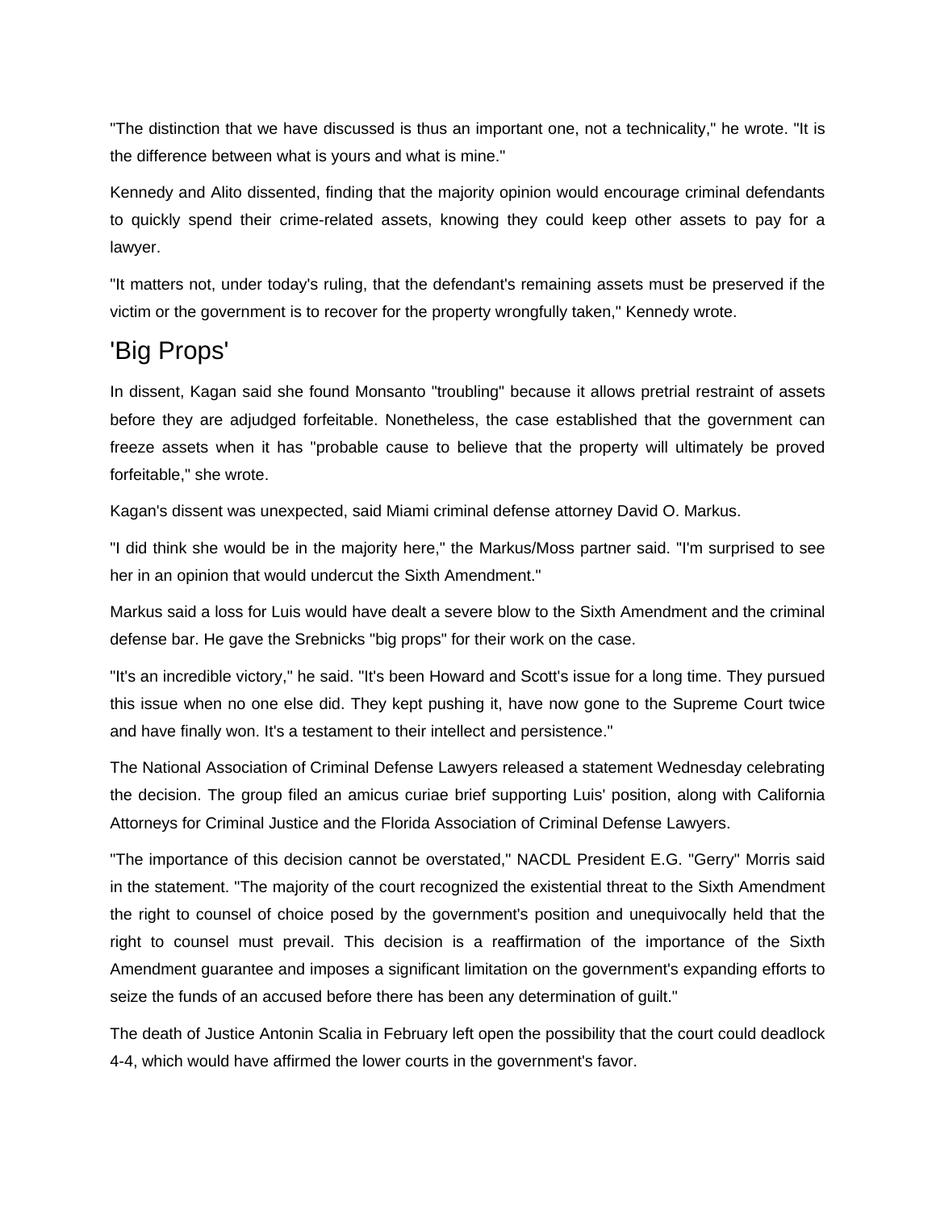"The distinction that we have discussed is thus an important one, not a technicality," he wrote. "It is the difference between what is yours and what is mine."

Kennedy and Alito dissented, finding that the majority opinion would encourage criminal defendants to quickly spend their crime-related assets, knowing they could keep other assets to pay for a lawyer.

"It matters not, under today's ruling, that the defendant's remaining assets must be preserved if the victim or the government is to recover for the property wrongfully taken," Kennedy wrote.

## 'Big Props'

In dissent, Kagan said she found Monsanto "troubling" because it allows pretrial restraint of assets before they are adjudged forfeitable. Nonetheless, the case established that the government can freeze assets when it has "probable cause to believe that the property will ultimately be proved forfeitable," she wrote.

Kagan's dissent was unexpected, said Miami criminal defense attorney David O. Markus.

"I did think she would be in the majority here," the Markus/Moss partner said. "I'm surprised to see her in an opinion that would undercut the Sixth Amendment."

Markus said a loss for Luis would have dealt a severe blow to the Sixth Amendment and the criminal defense bar. He gave the Srebnicks "big props" for their work on the case.

"It's an incredible victory," he said. "It's been Howard and Scott's issue for a long time. They pursued this issue when no one else did. They kept pushing it, have now gone to the Supreme Court twice and have finally won. It's a testament to their intellect and persistence."

The National Association of Criminal Defense Lawyers released a statement Wednesday celebrating the decision. The group filed an amicus curiae brief supporting Luis' position, along with California Attorneys for Criminal Justice and the Florida Association of Criminal Defense Lawyers.

"The importance of this decision cannot be overstated," NACDL President E.G. "Gerry" Morris said in the statement. "The majority of the court recognized the existential threat to the Sixth Amendment the right to counsel of choice posed by the government's position and unequivocally held that the right to counsel must prevail. This decision is a reaffirmation of the importance of the Sixth Amendment guarantee and imposes a significant limitation on the government's expanding efforts to seize the funds of an accused before there has been any determination of guilt."

The death of Justice Antonin Scalia in February left open the possibility that the court could deadlock 4-4, which would have affirmed the lower courts in the government's favor.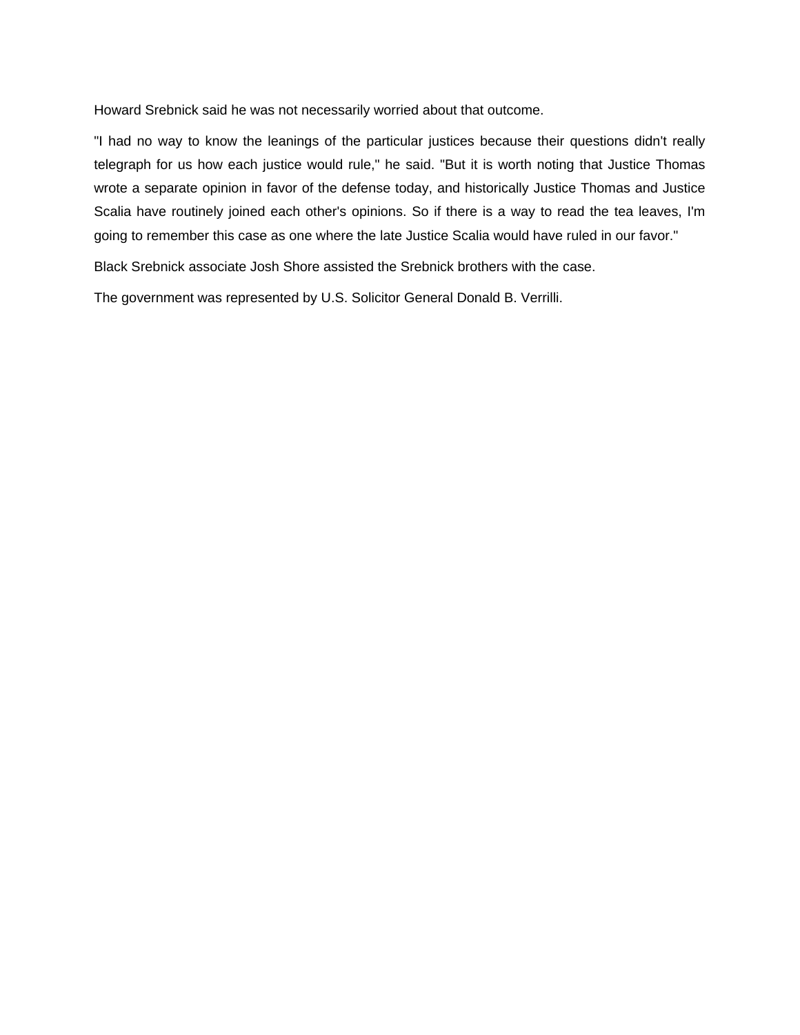Howard Srebnick said he was not necessarily worried about that outcome.

"I had no way to know the leanings of the particular justices because their questions didn't really telegraph for us how each justice would rule," he said. "But it is worth noting that Justice Thomas wrote a separate opinion in favor of the defense today, and historically Justice Thomas and Justice Scalia have routinely joined each other's opinions. So if there is a way to read the tea leaves, I'm going to remember this case as one where the late Justice Scalia would have ruled in our favor."

Black Srebnick associate Josh Shore assisted the Srebnick brothers with the case.

The government was represented by U.S. Solicitor General Donald B. Verrilli.